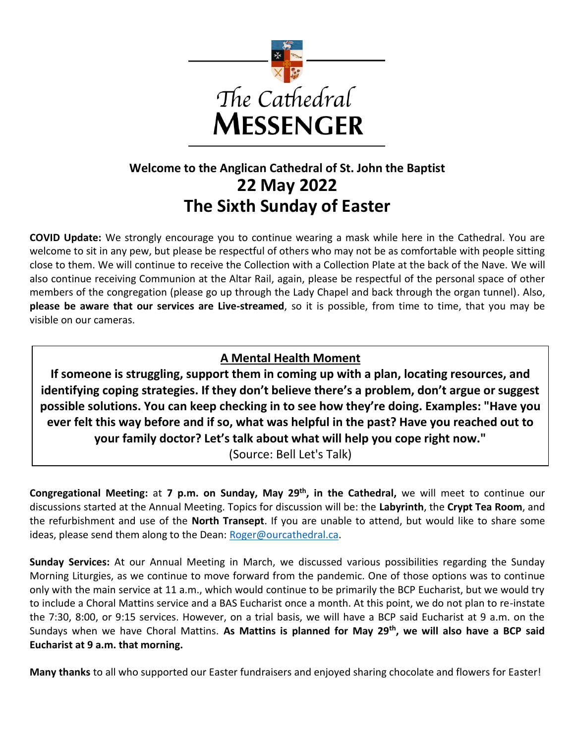# The Cathedral MESSENGER

## Welcome to the Anglican Cathedral of St. John the Baptist

## 22 May 2022

## The Sixth Sunday of Easter

**COVID Update:** We strongly encourage you to continue wearing a mask while here in the Cathedral. You are welcome to sit in any pew, but please be respectful of others who may not be as comfortable with people sitting close to them. We will continue to receive the Collection with a Collection Plate at the back of the Nave. We will also continue receiving Communion at the Altar Rail, again, please be respectful of the personal space of other members of the congregation (please go up through the Lady Chapel and back through the organ tunnel). Also, **please be aware that our services are Live-streamed**, so it is possible, from time to time, that you may be visible on our cameras.

### A Mental Health Moment

**If someone is struggling, support them in coming up with a plan, locating resources, and identifying coping strategies. If they don't believe there's a problem, don't argue or suggest possible solutions. You can keep checking in to see how they're doing. Examples: "Have you ever felt this way before and if so, what was helpful in the past? Have you reached out to your family doctor? Let's talk about what will help you cope right now."**

(Source: Bell Let's Talk)

**Congregational Meeting:** at **7 p.m. on Sunday, May 29th, in the Cathedral,** we will meet to continue our discussions started at the Annual Meeting. Topics for discussion will be: the **Labyrinth**, the **Crypt Tea Room**, and the refurbishment and use of the **North Transept**. If you are unable to attend, but would like to share some ideas, please send them along to the Dean: Roger@ourcathedral.ca.

**Sunday Services:** At our Annual Meeting in March, we discussed various possibilities regarding the Sunday Morning Liturgies, as we continue to move forward from the pandemic. One of those options was to continue only with the main service at 11 a.m., which would continue to be primarily the BCP Eucharist, but we would try to include a Choral Mattins service and a BAS Eucharist once a month. At this point, we do not plan to re-instate the 7:30, 8:00, or 9:15 services. However, on a trial basis, we will have a BCP said Eucharist at 9 a.m. on the Sundays when we have Choral Mattins. **As Mattins is planned for May 29th, we will also have a BCP said Eucharist at 9 a.m. that morning.**

**Many thanks** to all who supported our Easter fundraisers and enjoyed sharing chocolate and flowers for Easter!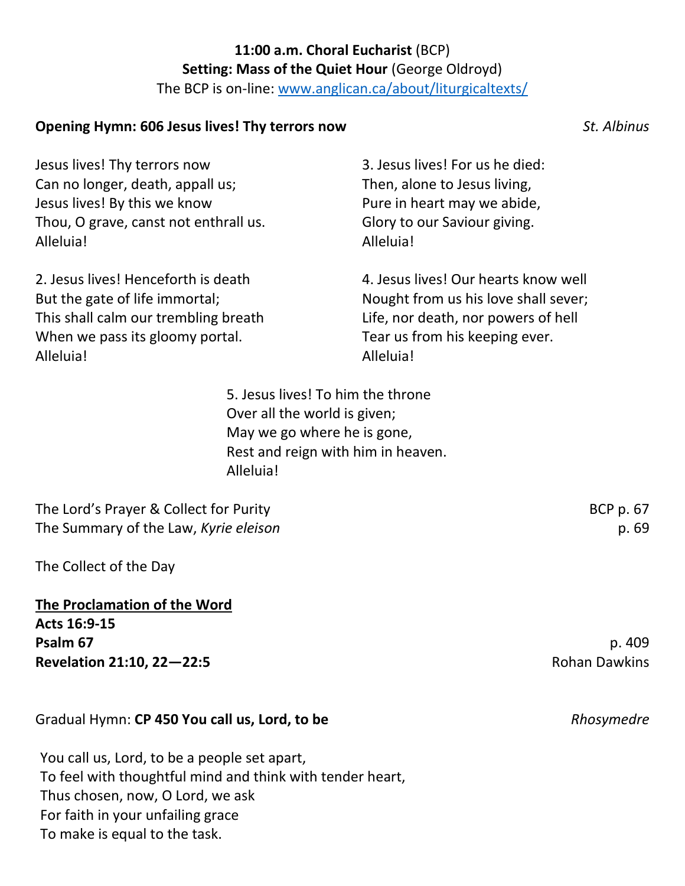**11:00 a.m. Choral Eucharist** (BCP)
**Setting: Mass of the Quiet Hour** (George Oldroyd)
The BCP is on-line: www.anglican.ca/about/liturgicaltexts/

**Opening Hymn: 606 Jesus lives! Thy terrors now** *St. Albinus*

Jesus lives! Thy terrors now
Can no longer, death, appall us;
Jesus lives! By this we know
Thou, O grave, canst not enthrall us.
Alleluia!

2. Jesus lives! Henceforth is death
But the gate of life immortal;
This shall calm our trembling breath
When we pass its gloomy portal.
Alleluia!

3. Jesus lives! For us he died:
Then, alone to Jesus living,
Pure in heart may we abide,
Glory to our Saviour giving.
Alleluia!

4. Jesus lives! Our hearts know well
Nought from us his love shall sever;
Life, nor death, nor powers of hell
Tear us from his keeping ever.
Alleluia!

5. Jesus lives! To him the throne
Over all the world is given;
May we go where he is gone,
Rest and reign with him in heaven.
Alleluia!

The Lord's Prayer & Collect for Purity — BCP p. 67
The Summary of the Law, *Kyrie eleison* — p. 69

The Collect of the Day

**The Proclamation of the Word**

**Acts 16:9-15**
**Psalm 67** — p. 409
**Revelation 21:10, 22—22:5** — Rohan Dawkins

Gradual Hymn: **CP 450 You call us, Lord, to be** *Rhosymedre*

You call us, Lord, to be a people set apart,
To feel with thoughtful mind and think with tender heart,
Thus chosen, now, O Lord, we ask
For faith in your unfailing grace
To make is equal to the task.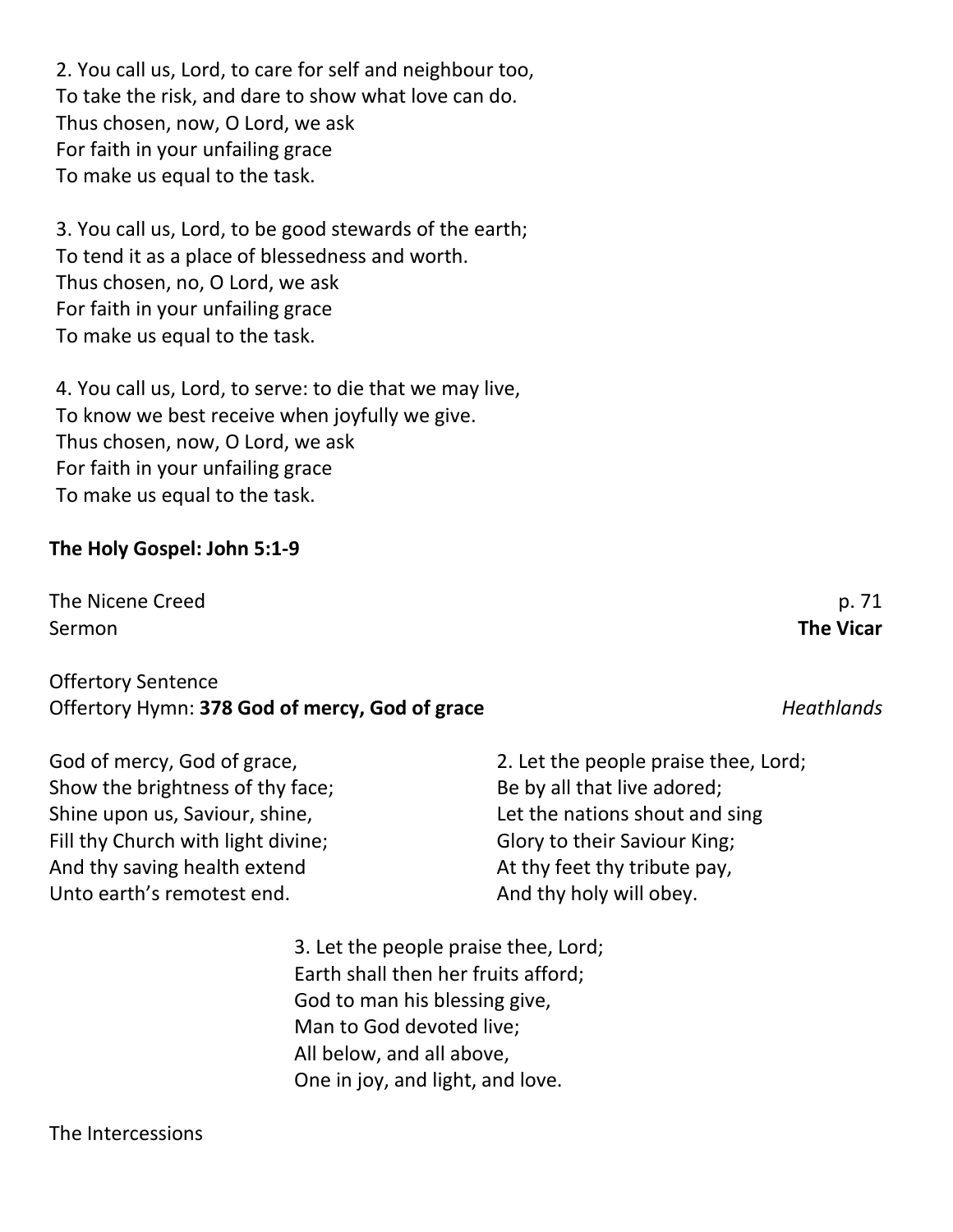2. You call us, Lord, to care for self and neighbour too,
To take the risk, and dare to show what love can do.
Thus chosen, now, O Lord, we ask
For faith in your unfailing grace
To make us equal to the task.

3. You call us, Lord, to be good stewards of the earth;
To tend it as a place of blessedness and worth.
Thus chosen, no, O Lord, we ask
For faith in your unfailing grace
To make us equal to the task.

4. You call us, Lord, to serve: to die that we may live,
To know we best receive when joyfully we give.
Thus chosen, now, O Lord, we ask
For faith in your unfailing grace
To make us equal to the task.

**The Holy Gospel: John 5:1-9**

The Nicene Creed p. 71
Sermon **The Vicar**

Offertory Sentence
Offertory Hymn: **378 God of mercy, God of grace** *Heathlands*

God of mercy, God of grace,
Show the brightness of thy face;
Shine upon us, Saviour, shine,
Fill thy Church with light divine;
And thy saving health extend
Unto earth's remotest end.

2. Let the people praise thee, Lord;
Be by all that live adored;
Let the nations shout and sing
Glory to their Saviour King;
At thy feet thy tribute pay,
And thy holy will obey.

3. Let the people praise thee, Lord;
Earth shall then her fruits afford;
God to man his blessing give,
Man to God devoted live;
All below, and all above,
One in joy, and light, and love.

The Intercessions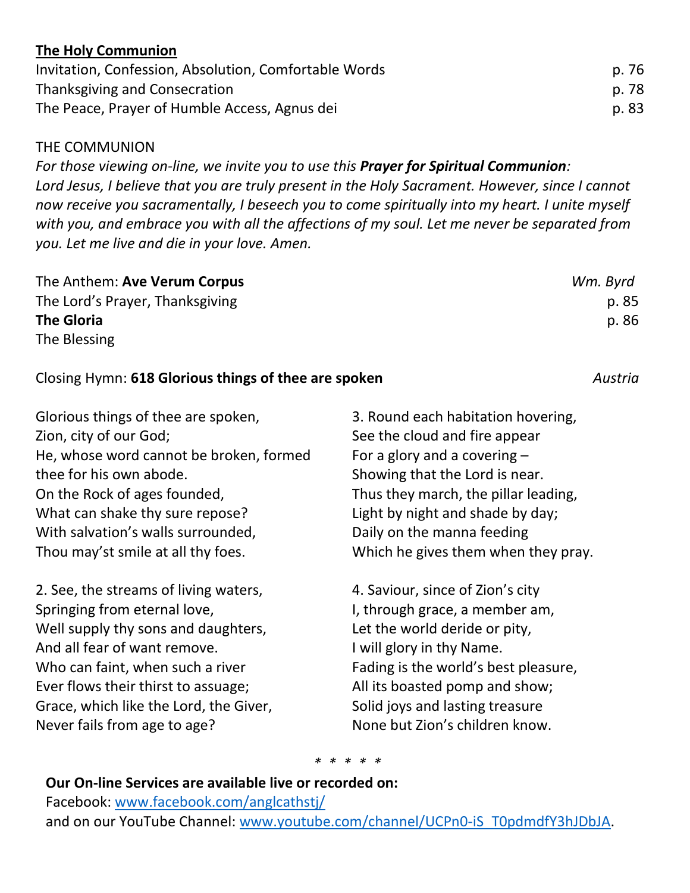**<u>The Holy Communion</u>**

Invitation, Confession, Absolution, Comfortable Words p. 76
Thanksgiving and Consecration p. 78
The Peace, Prayer of Humble Access, Agnus dei p. 83

THE COMMUNION

*For those viewing on-line, we invite you to use this* ***Prayer for Spiritual Communion****:*
*Lord Jesus, I believe that you are truly present in the Holy Sacrament. However, since I cannot now receive you sacramentally, I beseech you to come spiritually into my heart. I unite myself with you, and embrace you with all the affections of my soul. Let me never be separated from you. Let me live and die in your love. Amen.*

The Anthem: **Ave Verum Corpus** *Wm. Byrd*
The Lord's Prayer, Thanksgiving p. 85
**The Gloria** p. 86
The Blessing

Closing Hymn: **618 Glorious things of thee are spoken** *Austria*

Glorious things of thee are spoken,
Zion, city of our God;
He, whose word cannot be broken, formed thee for his own abode.
On the Rock of ages founded,
What can shake thy sure repose?
With salvation's walls surrounded,
Thou may'st smile at all thy foes.

2. See, the streams of living waters,
Springing from eternal love,
Well supply thy sons and daughters,
And all fear of want remove.
Who can faint, when such a river
Ever flows their thirst to assuage;
Grace, which like the Lord, the Giver,
Never fails from age to age?

3. Round each habitation hovering,
See the cloud and fire appear
For a glory and a covering –
Showing that the Lord is near.
Thus they march, the pillar leading,
Light by night and shade by day;
Daily on the manna feeding
Which he gives them when they pray.

4. Saviour, since of Zion's city
I, through grace, a member am,
Let the world deride or pity,
I will glory in thy Name.
Fading is the world's best pleasure,
All its boasted pomp and show;
Solid joys and lasting treasure
None but Zion's children know.

*\* \* \* \* \**

**Our On-line Services are available live or recorded on:**
Facebook: www.facebook.com/anglcathstj/
and on our YouTube Channel: www.youtube.com/channel/UCPn0-iS_T0pdmdfY3hJDbJA.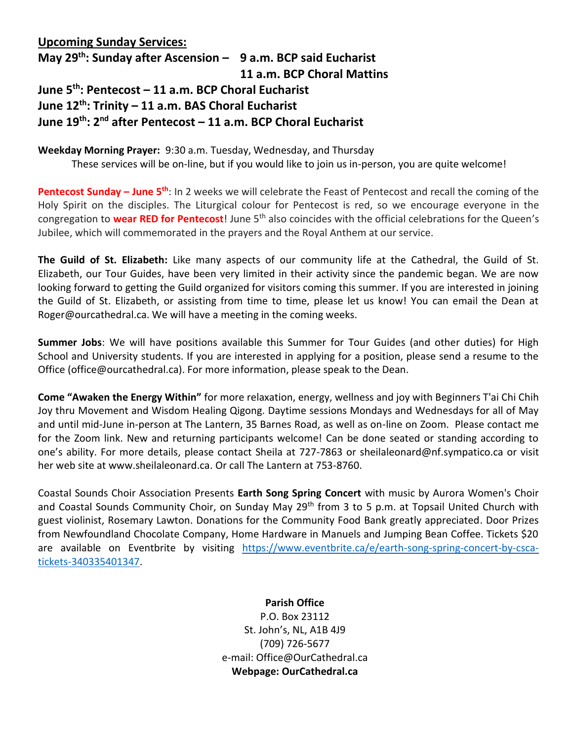**Upcoming Sunday Services:**

**May 29th: Sunday after Ascension – 9 a.m. BCP said Eucharist**
**11 a.m. BCP Choral Mattins**

**June 5th: Pentecost – 11 a.m. BCP Choral Eucharist**

**June 12th: Trinity – 11 a.m. BAS Choral Eucharist**

**June 19th: 2nd after Pentecost – 11 a.m. BCP Choral Eucharist**

**Weekday Morning Prayer:** 9:30 a.m. Tuesday, Wednesday, and Thursday
These services will be on-line, but if you would like to join us in-person, you are quite welcome!

**Pentecost Sunday – June 5th**: In 2 weeks we will celebrate the Feast of Pentecost and recall the coming of the Holy Spirit on the disciples. The Liturgical colour for Pentecost is red, so we encourage everyone in the congregation to **wear RED for Pentecost**! June 5th also coincides with the official celebrations for the Queen's Jubilee, which will commemorated in the prayers and the Royal Anthem at our service.

**The Guild of St. Elizabeth:** Like many aspects of our community life at the Cathedral, the Guild of St. Elizabeth, our Tour Guides, have been very limited in their activity since the pandemic began. We are now looking forward to getting the Guild organized for visitors coming this summer. If you are interested in joining the Guild of St. Elizabeth, or assisting from time to time, please let us know! You can email the Dean at Roger@ourcathedral.ca. We will have a meeting in the coming weeks.

**Summer Jobs**: We will have positions available this Summer for Tour Guides (and other duties) for High School and University students. If you are interested in applying for a position, please send a resume to the Office (office@ourcathedral.ca). For more information, please speak to the Dean.

**Come "Awaken the Energy Within"** for more relaxation, energy, wellness and joy with Beginners T'ai Chi Chih Joy thru Movement and Wisdom Healing Qigong. Daytime sessions Mondays and Wednesdays for all of May and until mid-June in-person at The Lantern, 35 Barnes Road, as well as on-line on Zoom. Please contact me for the Zoom link. New and returning participants welcome! Can be done seated or standing according to one's ability. For more details, please contact Sheila at 727-7863 or sheilaleonard@nf.sympatico.ca or visit her web site at www.sheilaleonard.ca. Or call The Lantern at 753-8760.

Coastal Sounds Choir Association Presents **Earth Song Spring Concert** with music by Aurora Women's Choir and Coastal Sounds Community Choir, on Sunday May 29th from 3 to 5 p.m. at Topsail United Church with guest violinist, Rosemary Lawton. Donations for the Community Food Bank greatly appreciated. Door Prizes from Newfoundland Chocolate Company, Home Hardware in Manuels and Jumping Bean Coffee. Tickets $20 are available on Eventbrite by visiting https://www.eventbrite.ca/e/earth-song-spring-concert-by-csca-tickets-340335401347.

**Parish Office**
P.O. Box 23112
St. John's, NL, A1B 4J9
(709) 726-5677
e-mail: Office@OurCathedral.ca
**Webpage: OurCathedral.ca**